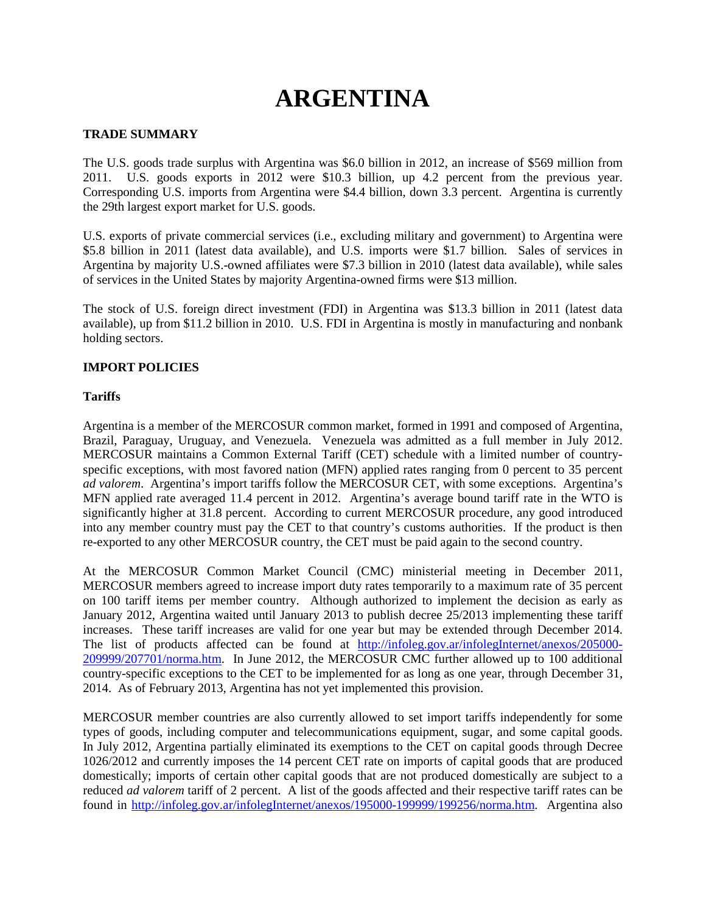# ARGENTINA

## TRADE SUMMARY

The U.S. goods trade surplus with Argentina was $6.0 billion in 2012, an increase of $569 million from 2011. U.S. goods exports in 2012 were $10.3 billion, up 4.2 percent from the previous year. Corresponding U.S. imports from Argentina were $4.4 billion, down 3.3 percent. Argentina is currently the 29th largest export market for U.S. goods.

U.S. exports of private commercial services (i.e., excluding military and government) to Argentina were $5.8 billion in 2011 (latest data available), and U.S. imports were $1.7 billion. Sales of services in Argentina by majority U.S.-owned affiliates were $7.3 billion in 2010 (latest data available), while sales of services in the United States by majority Argentina-owned firms were $13 million.

The stock of U.S. foreign direct investment (FDI) in Argentina was $13.3 billion in 2011 (latest data available), up from $11.2 billion in 2010. U.S. FDI in Argentina is mostly in manufacturing and nonbank holding sectors.

## IMPORT POLICIES

### Tariffs

Argentina is a member of the MERCOSUR common market, formed in 1991 and composed of Argentina, Brazil, Paraguay, Uruguay, and Venezuela. Venezuela was admitted as a full member in July 2012. MERCOSUR maintains a Common External Tariff (CET) schedule with a limited number of country-specific exceptions, with most favored nation (MFN) applied rates ranging from 0 percent to 35 percent *ad valorem*. Argentina's import tariffs follow the MERCOSUR CET, with some exceptions. Argentina's MFN applied rate averaged 11.4 percent in 2012. Argentina's average bound tariff rate in the WTO is significantly higher at 31.8 percent. According to current MERCOSUR procedure, any good introduced into any member country must pay the CET to that country's customs authorities. If the product is then re-exported to any other MERCOSUR country, the CET must be paid again to the second country.

At the MERCOSUR Common Market Council (CMC) ministerial meeting in December 2011, MERCOSUR members agreed to increase import duty rates temporarily to a maximum rate of 35 percent on 100 tariff items per member country. Although authorized to implement the decision as early as January 2012, Argentina waited until January 2013 to publish decree 25/2013 implementing these tariff increases. These tariff increases are valid for one year but may be extended through December 2014. The list of products affected can be found at http://infoleg.gov.ar/infolegInternet/anexos/205000-209999/207701/norma.htm. In June 2012, the MERCOSUR CMC further allowed up to 100 additional country-specific exceptions to the CET to be implemented for as long as one year, through December 31, 2014. As of February 2013, Argentina has not yet implemented this provision.

MERCOSUR member countries are also currently allowed to set import tariffs independently for some types of goods, including computer and telecommunications equipment, sugar, and some capital goods. In July 2012, Argentina partially eliminated its exemptions to the CET on capital goods through Decree 1026/2012 and currently imposes the 14 percent CET rate on imports of capital goods that are produced domestically; imports of certain other capital goods that are not produced domestically are subject to a reduced *ad valorem* tariff of 2 percent. A list of the goods affected and their respective tariff rates can be found in http://infoleg.gov.ar/infolegInternet/anexos/195000-199999/199256/norma.htm. Argentina also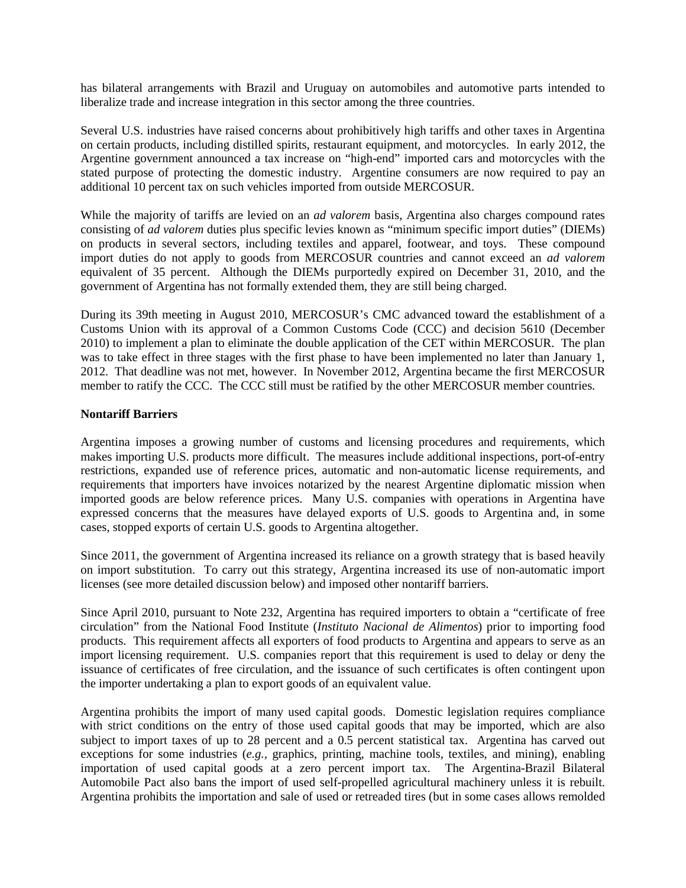has bilateral arrangements with Brazil and Uruguay on automobiles and automotive parts intended to liberalize trade and increase integration in this sector among the three countries.

Several U.S. industries have raised concerns about prohibitively high tariffs and other taxes in Argentina on certain products, including distilled spirits, restaurant equipment, and motorcycles. In early 2012, the Argentine government announced a tax increase on "high-end" imported cars and motorcycles with the stated purpose of protecting the domestic industry. Argentine consumers are now required to pay an additional 10 percent tax on such vehicles imported from outside MERCOSUR.

While the majority of tariffs are levied on an *ad valorem* basis, Argentina also charges compound rates consisting of *ad valorem* duties plus specific levies known as "minimum specific import duties" (DIEMs) on products in several sectors, including textiles and apparel, footwear, and toys. These compound import duties do not apply to goods from MERCOSUR countries and cannot exceed an *ad valorem* equivalent of 35 percent. Although the DIEMs purportedly expired on December 31, 2010, and the government of Argentina has not formally extended them, they are still being charged.

During its 39th meeting in August 2010, MERCOSUR's CMC advanced toward the establishment of a Customs Union with its approval of a Common Customs Code (CCC) and decision 5610 (December 2010) to implement a plan to eliminate the double application of the CET within MERCOSUR. The plan was to take effect in three stages with the first phase to have been implemented no later than January 1, 2012. That deadline was not met, however. In November 2012, Argentina became the first MERCOSUR member to ratify the CCC. The CCC still must be ratified by the other MERCOSUR member countries.

**Nontariff Barriers**

Argentina imposes a growing number of customs and licensing procedures and requirements, which makes importing U.S. products more difficult. The measures include additional inspections, port-of-entry restrictions, expanded use of reference prices, automatic and non-automatic license requirements, and requirements that importers have invoices notarized by the nearest Argentine diplomatic mission when imported goods are below reference prices. Many U.S. companies with operations in Argentina have expressed concerns that the measures have delayed exports of U.S. goods to Argentina and, in some cases, stopped exports of certain U.S. goods to Argentina altogether.

Since 2011, the government of Argentina increased its reliance on a growth strategy that is based heavily on import substitution. To carry out this strategy, Argentina increased its use of non-automatic import licenses (see more detailed discussion below) and imposed other nontariff barriers.

Since April 2010, pursuant to Note 232, Argentina has required importers to obtain a "certificate of free circulation" from the National Food Institute (*Instituto Nacional de Alimentos*) prior to importing food products. This requirement affects all exporters of food products to Argentina and appears to serve as an import licensing requirement. U.S. companies report that this requirement is used to delay or deny the issuance of certificates of free circulation, and the issuance of such certificates is often contingent upon the importer undertaking a plan to export goods of an equivalent value.

Argentina prohibits the import of many used capital goods. Domestic legislation requires compliance with strict conditions on the entry of those used capital goods that may be imported, which are also subject to import taxes of up to 28 percent and a 0.5 percent statistical tax. Argentina has carved out exceptions for some industries (*e.g.*, graphics, printing, machine tools, textiles, and mining), enabling importation of used capital goods at a zero percent import tax. The Argentina-Brazil Bilateral Automobile Pact also bans the import of used self-propelled agricultural machinery unless it is rebuilt. Argentina prohibits the importation and sale of used or retreaded tires (but in some cases allows remolded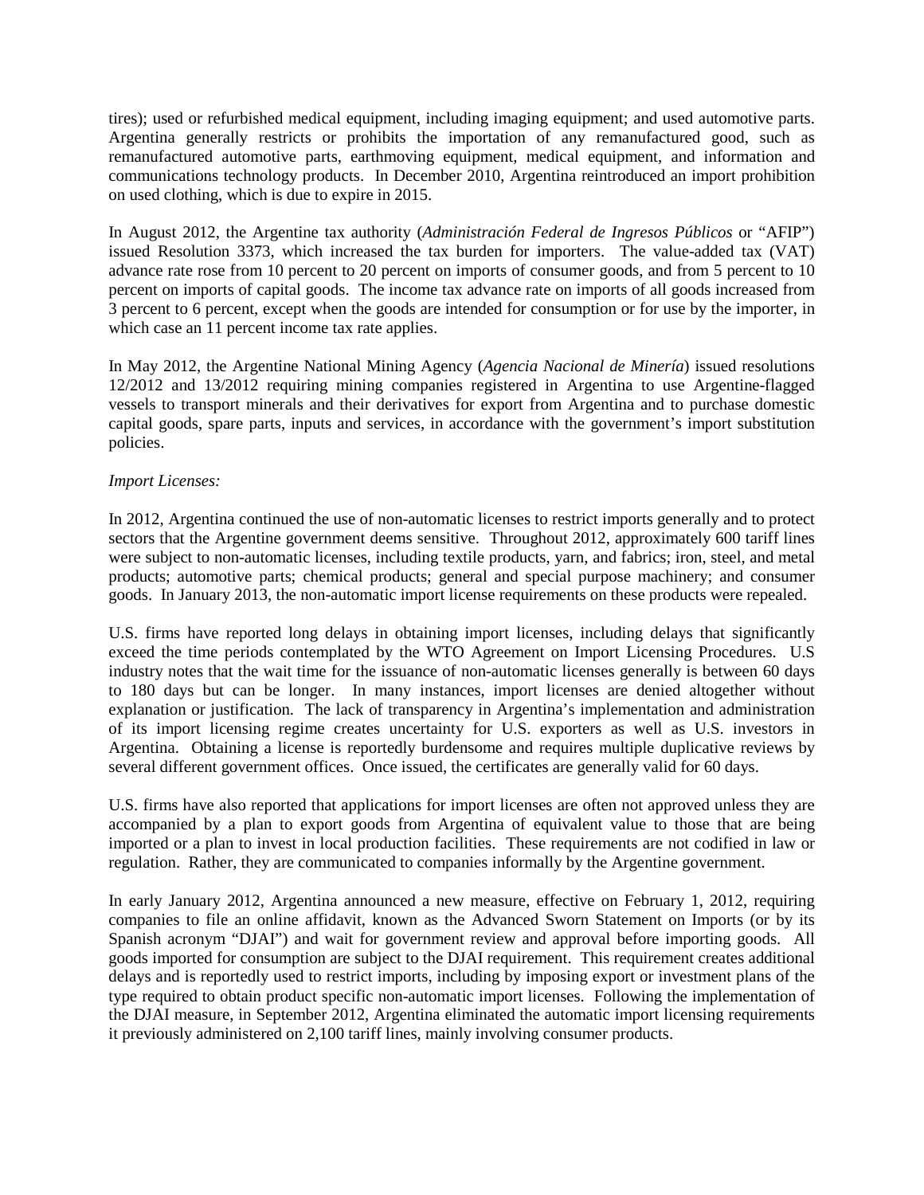tires); used or refurbished medical equipment, including imaging equipment; and used automotive parts. Argentina generally restricts or prohibits the importation of any remanufactured good, such as remanufactured automotive parts, earthmoving equipment, medical equipment, and information and communications technology products. In December 2010, Argentina reintroduced an import prohibition on used clothing, which is due to expire in 2015.

In August 2012, the Argentine tax authority (*Administración Federal de Ingresos Públicos* or "AFIP") issued Resolution 3373, which increased the tax burden for importers. The value-added tax (VAT) advance rate rose from 10 percent to 20 percent on imports of consumer goods, and from 5 percent to 10 percent on imports of capital goods. The income tax advance rate on imports of all goods increased from 3 percent to 6 percent, except when the goods are intended for consumption or for use by the importer, in which case an 11 percent income tax rate applies.

In May 2012, the Argentine National Mining Agency (*Agencia Nacional de Minería*) issued resolutions 12/2012 and 13/2012 requiring mining companies registered in Argentina to use Argentine-flagged vessels to transport minerals and their derivatives for export from Argentina and to purchase domestic capital goods, spare parts, inputs and services, in accordance with the government's import substitution policies.

*Import Licenses:*

In 2012, Argentina continued the use of non-automatic licenses to restrict imports generally and to protect sectors that the Argentine government deems sensitive. Throughout 2012, approximately 600 tariff lines were subject to non-automatic licenses, including textile products, yarn, and fabrics; iron, steel, and metal products; automotive parts; chemical products; general and special purpose machinery; and consumer goods. In January 2013, the non-automatic import license requirements on these products were repealed.

U.S. firms have reported long delays in obtaining import licenses, including delays that significantly exceed the time periods contemplated by the WTO Agreement on Import Licensing Procedures. U.S industry notes that the wait time for the issuance of non-automatic licenses generally is between 60 days to 180 days but can be longer. In many instances, import licenses are denied altogether without explanation or justification. The lack of transparency in Argentina's implementation and administration of its import licensing regime creates uncertainty for U.S. exporters as well as U.S. investors in Argentina. Obtaining a license is reportedly burdensome and requires multiple duplicative reviews by several different government offices. Once issued, the certificates are generally valid for 60 days.

U.S. firms have also reported that applications for import licenses are often not approved unless they are accompanied by a plan to export goods from Argentina of equivalent value to those that are being imported or a plan to invest in local production facilities. These requirements are not codified in law or regulation. Rather, they are communicated to companies informally by the Argentine government.

In early January 2012, Argentina announced a new measure, effective on February 1, 2012, requiring companies to file an online affidavit, known as the Advanced Sworn Statement on Imports (or by its Spanish acronym "DJAI") and wait for government review and approval before importing goods. All goods imported for consumption are subject to the DJAI requirement. This requirement creates additional delays and is reportedly used to restrict imports, including by imposing export or investment plans of the type required to obtain product specific non-automatic import licenses. Following the implementation of the DJAI measure, in September 2012, Argentina eliminated the automatic import licensing requirements it previously administered on 2,100 tariff lines, mainly involving consumer products.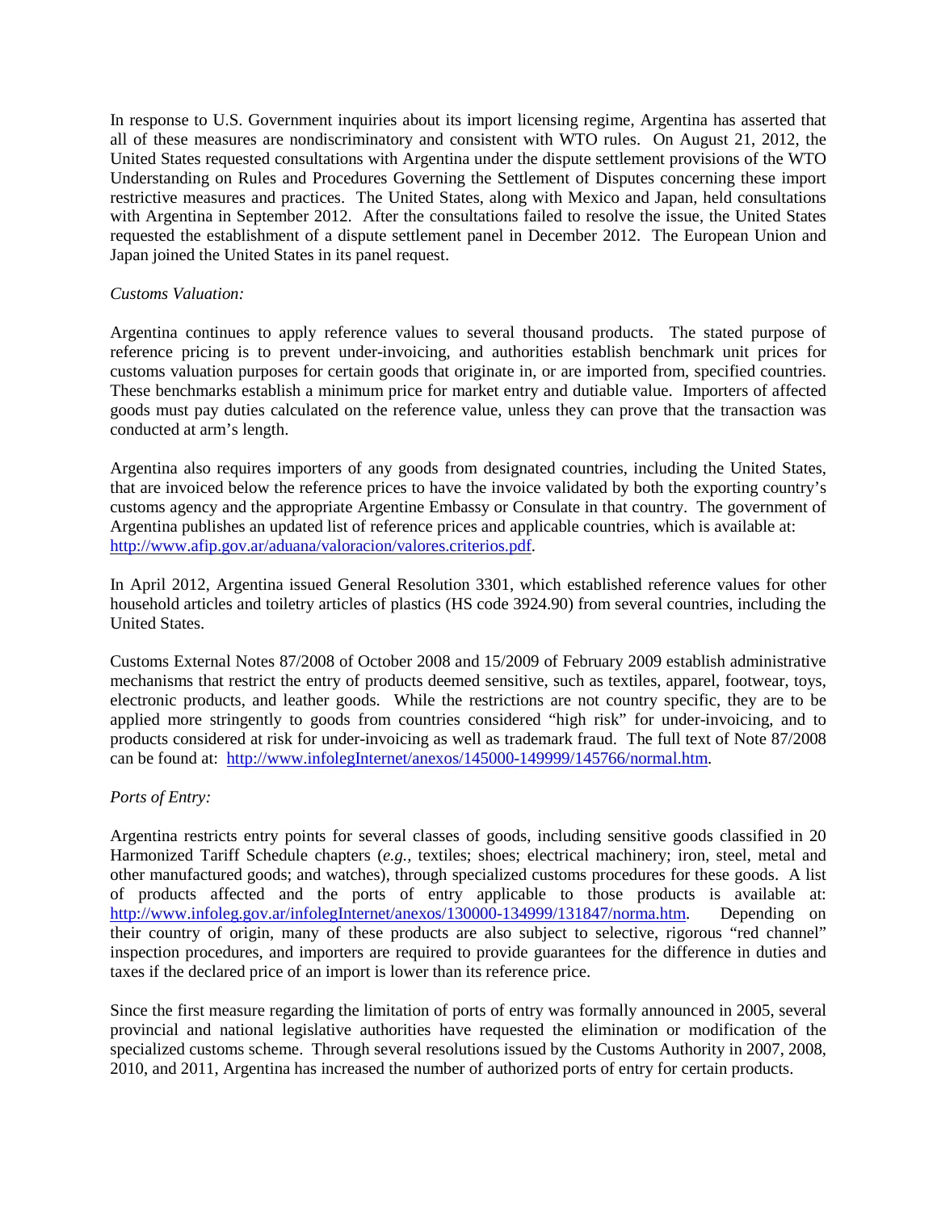In response to U.S. Government inquiries about its import licensing regime, Argentina has asserted that all of these measures are nondiscriminatory and consistent with WTO rules. On August 21, 2012, the United States requested consultations with Argentina under the dispute settlement provisions of the WTO Understanding on Rules and Procedures Governing the Settlement of Disputes concerning these import restrictive measures and practices. The United States, along with Mexico and Japan, held consultations with Argentina in September 2012. After the consultations failed to resolve the issue, the United States requested the establishment of a dispute settlement panel in December 2012. The European Union and Japan joined the United States in its panel request.

*Customs Valuation:*

Argentina continues to apply reference values to several thousand products. The stated purpose of reference pricing is to prevent under-invoicing, and authorities establish benchmark unit prices for customs valuation purposes for certain goods that originate in, or are imported from, specified countries. These benchmarks establish a minimum price for market entry and dutiable value. Importers of affected goods must pay duties calculated on the reference value, unless they can prove that the transaction was conducted at arm's length.

Argentina also requires importers of any goods from designated countries, including the United States, that are invoiced below the reference prices to have the invoice validated by both the exporting country's customs agency and the appropriate Argentine Embassy or Consulate in that country. The government of Argentina publishes an updated list of reference prices and applicable countries, which is available at: http://www.afip.gov.ar/aduana/valoracion/valores.criterios.pdf.

In April 2012, Argentina issued General Resolution 3301, which established reference values for other household articles and toiletry articles of plastics (HS code 3924.90) from several countries, including the United States.

Customs External Notes 87/2008 of October 2008 and 15/2009 of February 2009 establish administrative mechanisms that restrict the entry of products deemed sensitive, such as textiles, apparel, footwear, toys, electronic products, and leather goods. While the restrictions are not country specific, they are to be applied more stringently to goods from countries considered "high risk" for under-invoicing, and to products considered at risk for under-invoicing as well as trademark fraud. The full text of Note 87/2008 can be found at: http://www.infolegInternet/anexos/145000-149999/145766/normal.htm.

*Ports of Entry:*

Argentina restricts entry points for several classes of goods, including sensitive goods classified in 20 Harmonized Tariff Schedule chapters (*e.g.,* textiles; shoes; electrical machinery; iron, steel, metal and other manufactured goods; and watches), through specialized customs procedures for these goods. A list of products affected and the ports of entry applicable to those products is available at: http://www.infoleg.gov.ar/infolegInternet/anexos/130000-134999/131847/norma.htm. Depending on their country of origin, many of these products are also subject to selective, rigorous "red channel" inspection procedures, and importers are required to provide guarantees for the difference in duties and taxes if the declared price of an import is lower than its reference price.

Since the first measure regarding the limitation of ports of entry was formally announced in 2005, several provincial and national legislative authorities have requested the elimination or modification of the specialized customs scheme. Through several resolutions issued by the Customs Authority in 2007, 2008, 2010, and 2011, Argentina has increased the number of authorized ports of entry for certain products.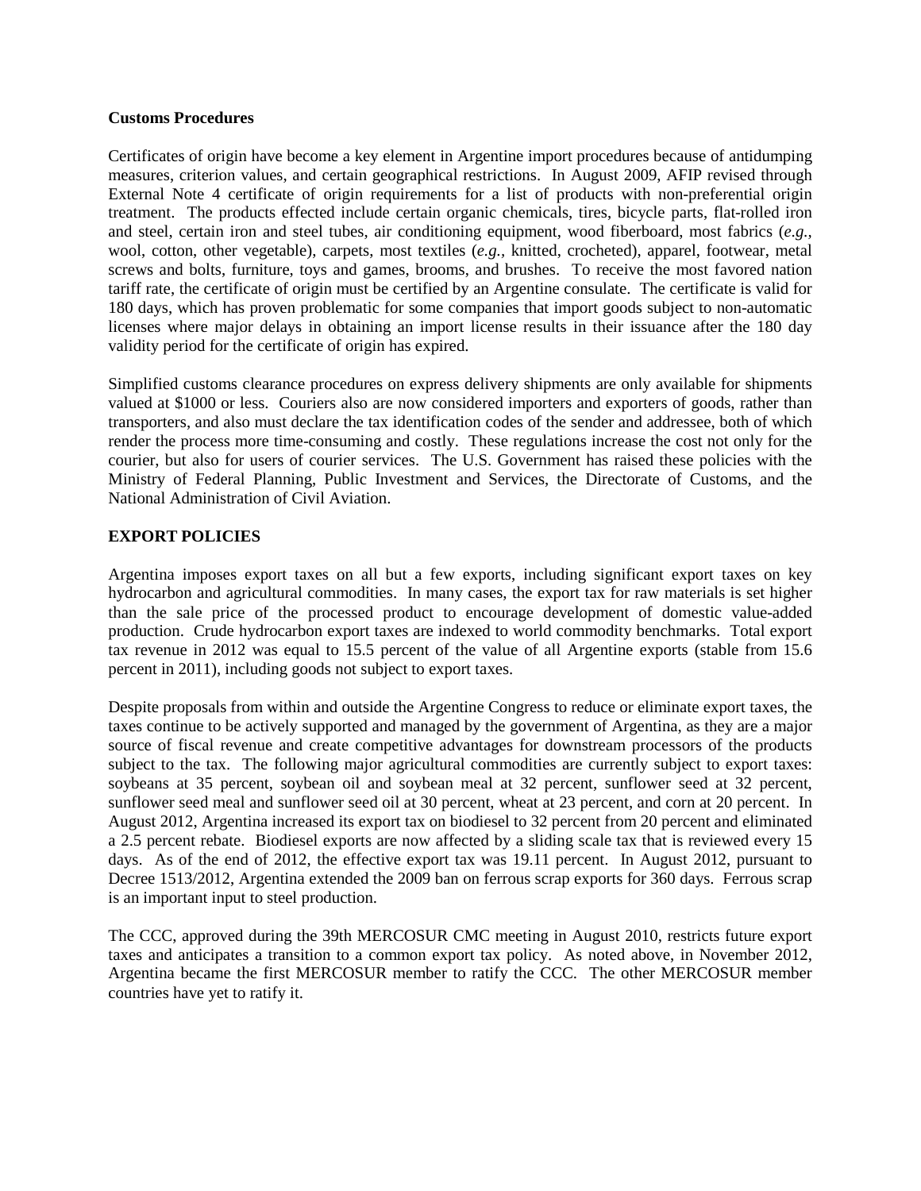**Customs Procedures**

Certificates of origin have become a key element in Argentine import procedures because of antidumping measures, criterion values, and certain geographical restrictions. In August 2009, AFIP revised through External Note 4 certificate of origin requirements for a list of products with non-preferential origin treatment. The products effected include certain organic chemicals, tires, bicycle parts, flat-rolled iron and steel, certain iron and steel tubes, air conditioning equipment, wood fiberboard, most fabrics (*e.g.*, wool, cotton, other vegetable), carpets, most textiles (*e.g.*, knitted, crocheted), apparel, footwear, metal screws and bolts, furniture, toys and games, brooms, and brushes. To receive the most favored nation tariff rate, the certificate of origin must be certified by an Argentine consulate. The certificate is valid for 180 days, which has proven problematic for some companies that import goods subject to non-automatic licenses where major delays in obtaining an import license results in their issuance after the 180 day validity period for the certificate of origin has expired.

Simplified customs clearance procedures on express delivery shipments are only available for shipments valued at $1000 or less. Couriers also are now considered importers and exporters of goods, rather than transporters, and also must declare the tax identification codes of the sender and addressee, both of which render the process more time-consuming and costly. These regulations increase the cost not only for the courier, but also for users of courier services. The U.S. Government has raised these policies with the Ministry of Federal Planning, Public Investment and Services, the Directorate of Customs, and the National Administration of Civil Aviation.

**EXPORT POLICIES**

Argentina imposes export taxes on all but a few exports, including significant export taxes on key hydrocarbon and agricultural commodities. In many cases, the export tax for raw materials is set higher than the sale price of the processed product to encourage development of domestic value-added production. Crude hydrocarbon export taxes are indexed to world commodity benchmarks. Total export tax revenue in 2012 was equal to 15.5 percent of the value of all Argentine exports (stable from 15.6 percent in 2011), including goods not subject to export taxes.

Despite proposals from within and outside the Argentine Congress to reduce or eliminate export taxes, the taxes continue to be actively supported and managed by the government of Argentina, as they are a major source of fiscal revenue and create competitive advantages for downstream processors of the products subject to the tax. The following major agricultural commodities are currently subject to export taxes: soybeans at 35 percent, soybean oil and soybean meal at 32 percent, sunflower seed at 32 percent, sunflower seed meal and sunflower seed oil at 30 percent, wheat at 23 percent, and corn at 20 percent. In August 2012, Argentina increased its export tax on biodiesel to 32 percent from 20 percent and eliminated a 2.5 percent rebate. Biodiesel exports are now affected by a sliding scale tax that is reviewed every 15 days. As of the end of 2012, the effective export tax was 19.11 percent. In August 2012, pursuant to Decree 1513/2012, Argentina extended the 2009 ban on ferrous scrap exports for 360 days. Ferrous scrap is an important input to steel production.

The CCC, approved during the 39th MERCOSUR CMC meeting in August 2010, restricts future export taxes and anticipates a transition to a common export tax policy. As noted above, in November 2012, Argentina became the first MERCOSUR member to ratify the CCC. The other MERCOSUR member countries have yet to ratify it.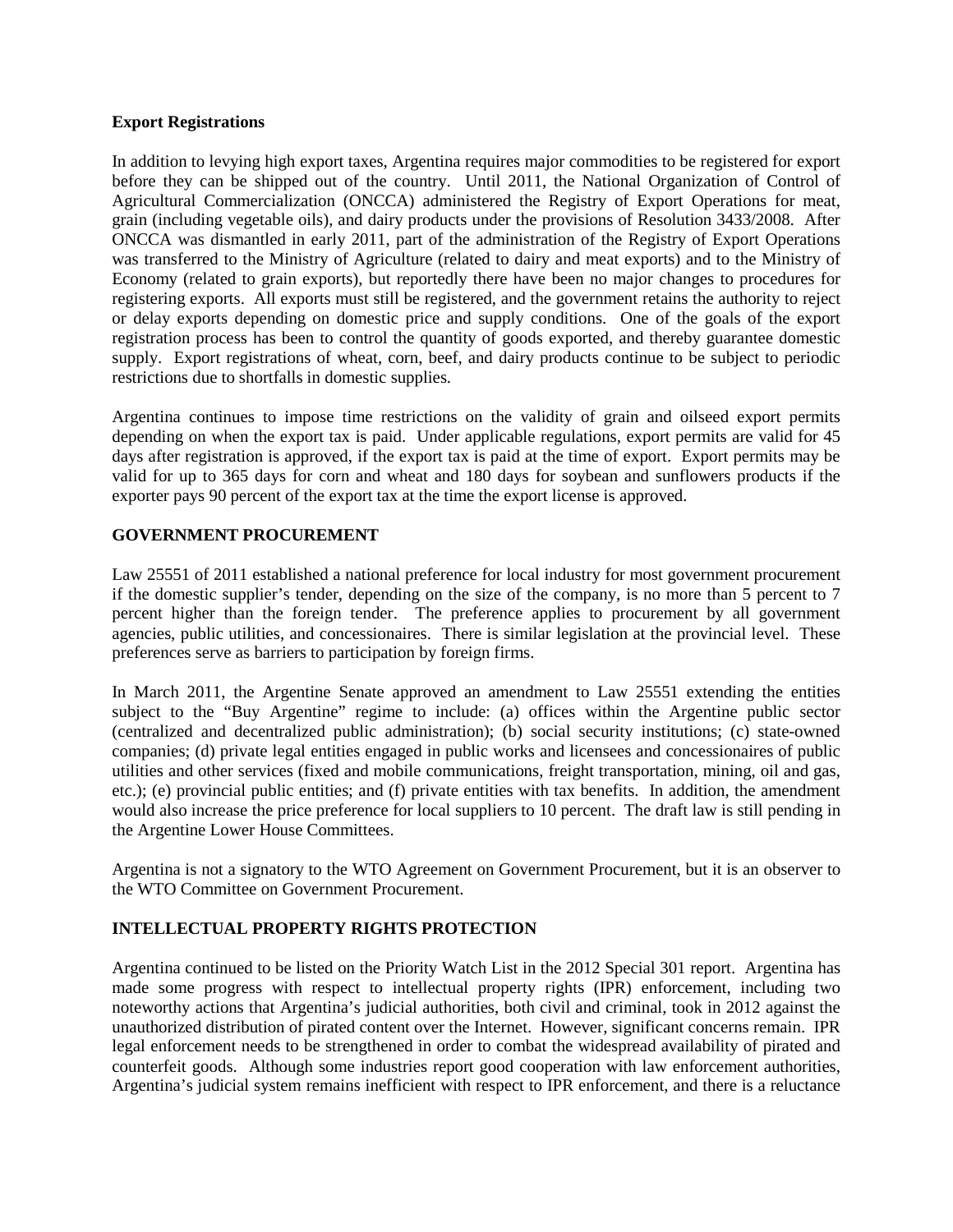**Export Registrations**

In addition to levying high export taxes, Argentina requires major commodities to be registered for export before they can be shipped out of the country. Until 2011, the National Organization of Control of Agricultural Commercialization (ONCCA) administered the Registry of Export Operations for meat, grain (including vegetable oils), and dairy products under the provisions of Resolution 3433/2008. After ONCCA was dismantled in early 2011, part of the administration of the Registry of Export Operations was transferred to the Ministry of Agriculture (related to dairy and meat exports) and to the Ministry of Economy (related to grain exports), but reportedly there have been no major changes to procedures for registering exports. All exports must still be registered, and the government retains the authority to reject or delay exports depending on domestic price and supply conditions. One of the goals of the export registration process has been to control the quantity of goods exported, and thereby guarantee domestic supply. Export registrations of wheat, corn, beef, and dairy products continue to be subject to periodic restrictions due to shortfalls in domestic supplies.

Argentina continues to impose time restrictions on the validity of grain and oilseed export permits depending on when the export tax is paid. Under applicable regulations, export permits are valid for 45 days after registration is approved, if the export tax is paid at the time of export. Export permits may be valid for up to 365 days for corn and wheat and 180 days for soybean and sunflowers products if the exporter pays 90 percent of the export tax at the time the export license is approved.

## GOVERNMENT PROCUREMENT

Law 25551 of 2011 established a national preference for local industry for most government procurement if the domestic supplier's tender, depending on the size of the company, is no more than 5 percent to 7 percent higher than the foreign tender. The preference applies to procurement by all government agencies, public utilities, and concessionaires. There is similar legislation at the provincial level. These preferences serve as barriers to participation by foreign firms.

In March 2011, the Argentine Senate approved an amendment to Law 25551 extending the entities subject to the "Buy Argentine" regime to include: (a) offices within the Argentine public sector (centralized and decentralized public administration); (b) social security institutions; (c) state-owned companies; (d) private legal entities engaged in public works and licensees and concessionaires of public utilities and other services (fixed and mobile communications, freight transportation, mining, oil and gas, etc.); (e) provincial public entities; and (f) private entities with tax benefits. In addition, the amendment would also increase the price preference for local suppliers to 10 percent. The draft law is still pending in the Argentine Lower House Committees.

Argentina is not a signatory to the WTO Agreement on Government Procurement, but it is an observer to the WTO Committee on Government Procurement.

## INTELLECTUAL PROPERTY RIGHTS PROTECTION

Argentina continued to be listed on the Priority Watch List in the 2012 Special 301 report. Argentina has made some progress with respect to intellectual property rights (IPR) enforcement, including two noteworthy actions that Argentina's judicial authorities, both civil and criminal, took in 2012 against the unauthorized distribution of pirated content over the Internet. However, significant concerns remain. IPR legal enforcement needs to be strengthened in order to combat the widespread availability of pirated and counterfeit goods. Although some industries report good cooperation with law enforcement authorities, Argentina's judicial system remains inefficient with respect to IPR enforcement, and there is a reluctance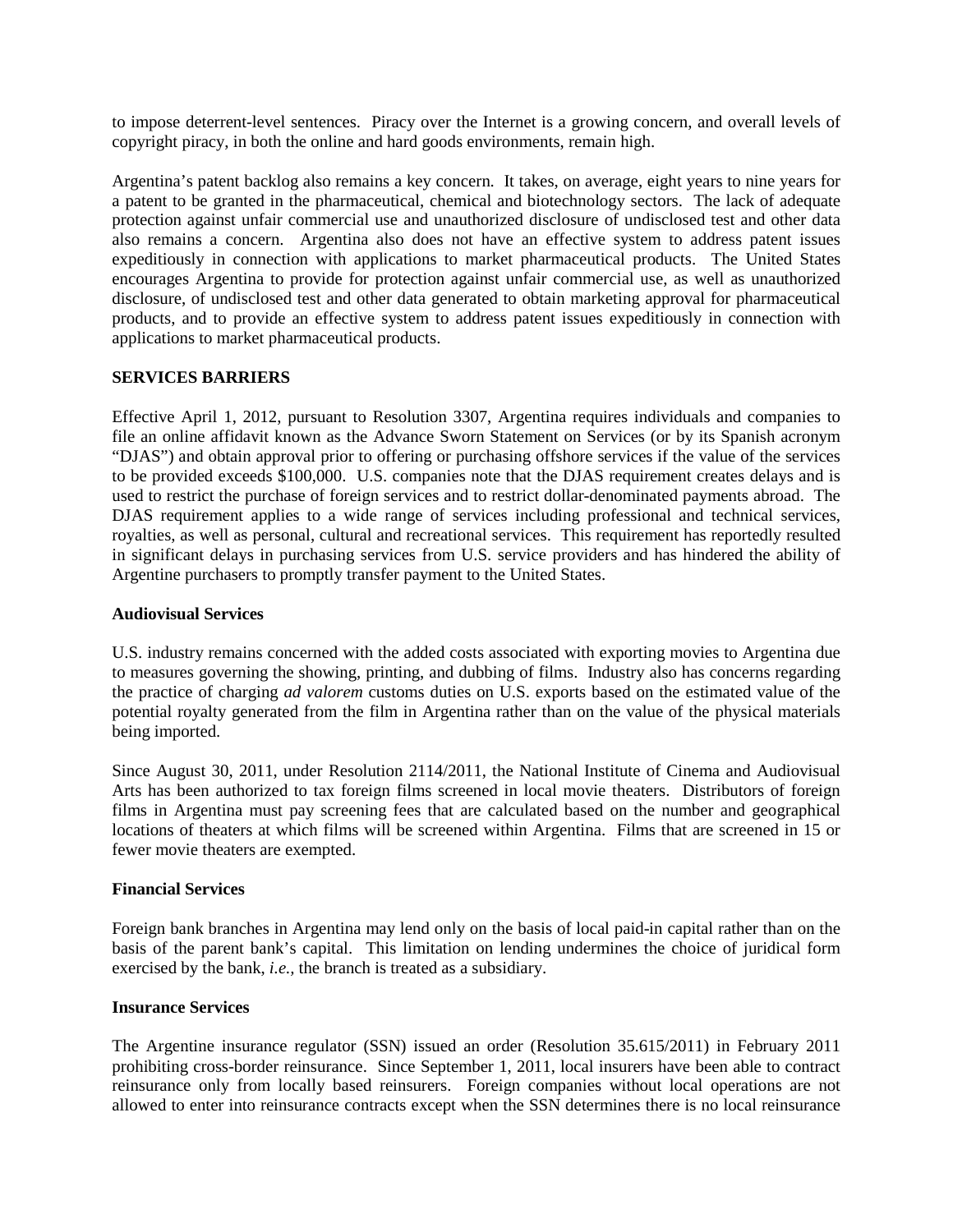to impose deterrent-level sentences. Piracy over the Internet is a growing concern, and overall levels of copyright piracy, in both the online and hard goods environments, remain high.

Argentina's patent backlog also remains a key concern. It takes, on average, eight years to nine years for a patent to be granted in the pharmaceutical, chemical and biotechnology sectors. The lack of adequate protection against unfair commercial use and unauthorized disclosure of undisclosed test and other data also remains a concern. Argentina also does not have an effective system to address patent issues expeditiously in connection with applications to market pharmaceutical products. The United States encourages Argentina to provide for protection against unfair commercial use, as well as unauthorized disclosure, of undisclosed test and other data generated to obtain marketing approval for pharmaceutical products, and to provide an effective system to address patent issues expeditiously in connection with applications to market pharmaceutical products.

## SERVICES BARRIERS

Effective April 1, 2012, pursuant to Resolution 3307, Argentina requires individuals and companies to file an online affidavit known as the Advance Sworn Statement on Services (or by its Spanish acronym "DJAS") and obtain approval prior to offering or purchasing offshore services if the value of the services to be provided exceeds $100,000. U.S. companies note that the DJAS requirement creates delays and is used to restrict the purchase of foreign services and to restrict dollar-denominated payments abroad. The DJAS requirement applies to a wide range of services including professional and technical services, royalties, as well as personal, cultural and recreational services. This requirement has reportedly resulted in significant delays in purchasing services from U.S. service providers and has hindered the ability of Argentine purchasers to promptly transfer payment to the United States.

### Audiovisual Services

U.S. industry remains concerned with the added costs associated with exporting movies to Argentina due to measures governing the showing, printing, and dubbing of films. Industry also has concerns regarding the practice of charging *ad valorem* customs duties on U.S. exports based on the estimated value of the potential royalty generated from the film in Argentina rather than on the value of the physical materials being imported.

Since August 30, 2011, under Resolution 2114/2011, the National Institute of Cinema and Audiovisual Arts has been authorized to tax foreign films screened in local movie theaters. Distributors of foreign films in Argentina must pay screening fees that are calculated based on the number and geographical locations of theaters at which films will be screened within Argentina. Films that are screened in 15 or fewer movie theaters are exempted.

### Financial Services

Foreign bank branches in Argentina may lend only on the basis of local paid-in capital rather than on the basis of the parent bank's capital. This limitation on lending undermines the choice of juridical form exercised by the bank, *i.e.,* the branch is treated as a subsidiary.

### Insurance Services

The Argentine insurance regulator (SSN) issued an order (Resolution 35.615/2011) in February 2011 prohibiting cross-border reinsurance. Since September 1, 2011, local insurers have been able to contract reinsurance only from locally based reinsurers. Foreign companies without local operations are not allowed to enter into reinsurance contracts except when the SSN determines there is no local reinsurance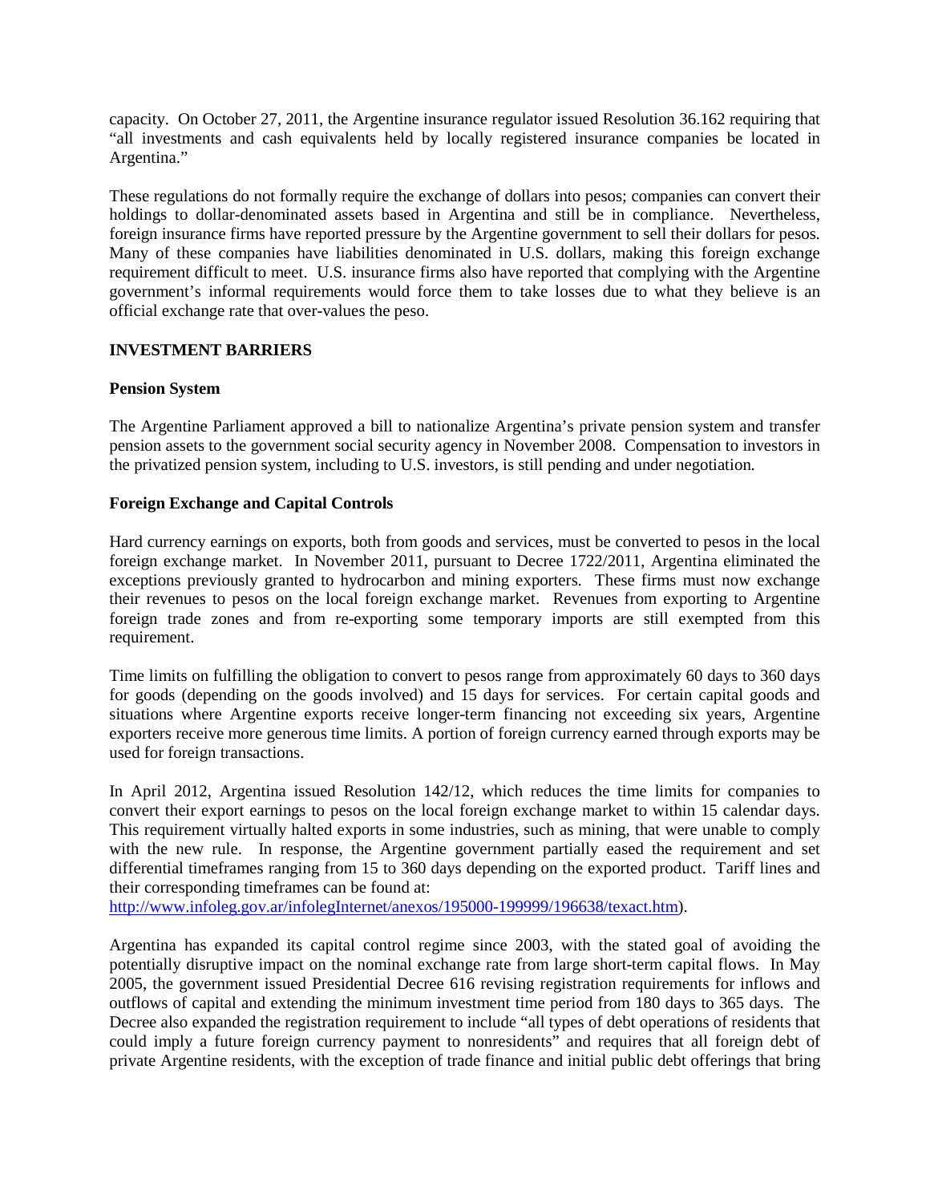capacity. On October 27, 2011, the Argentine insurance regulator issued Resolution 36.162 requiring that "all investments and cash equivalents held by locally registered insurance companies be located in Argentina."

These regulations do not formally require the exchange of dollars into pesos; companies can convert their holdings to dollar-denominated assets based in Argentina and still be in compliance. Nevertheless, foreign insurance firms have reported pressure by the Argentine government to sell their dollars for pesos. Many of these companies have liabilities denominated in U.S. dollars, making this foreign exchange requirement difficult to meet. U.S. insurance firms also have reported that complying with the Argentine government's informal requirements would force them to take losses due to what they believe is an official exchange rate that over-values the peso.

## INVESTMENT BARRIERS

### Pension System

The Argentine Parliament approved a bill to nationalize Argentina's private pension system and transfer pension assets to the government social security agency in November 2008. Compensation to investors in the privatized pension system, including to U.S. investors, is still pending and under negotiation.

### Foreign Exchange and Capital Controls

Hard currency earnings on exports, both from goods and services, must be converted to pesos in the local foreign exchange market. In November 2011, pursuant to Decree 1722/2011, Argentina eliminated the exceptions previously granted to hydrocarbon and mining exporters. These firms must now exchange their revenues to pesos on the local foreign exchange market. Revenues from exporting to Argentine foreign trade zones and from re-exporting some temporary imports are still exempted from this requirement.

Time limits on fulfilling the obligation to convert to pesos range from approximately 60 days to 360 days for goods (depending on the goods involved) and 15 days for services. For certain capital goods and situations where Argentine exports receive longer-term financing not exceeding six years, Argentine exporters receive more generous time limits. A portion of foreign currency earned through exports may be used for foreign transactions.

In April 2012, Argentina issued Resolution 142/12, which reduces the time limits for companies to convert their export earnings to pesos on the local foreign exchange market to within 15 calendar days. This requirement virtually halted exports in some industries, such as mining, that were unable to comply with the new rule. In response, the Argentine government partially eased the requirement and set differential timeframes ranging from 15 to 360 days depending on the exported product. Tariff lines and their corresponding timeframes can be found at: [http://www.infoleg.gov.ar/infolegInternet/anexos/195000-199999/196638/texact.htm](http://www.infoleg.gov.ar/infolegInternet/anexos/195000-199999/196638/texact.htm)).

Argentina has expanded its capital control regime since 2003, with the stated goal of avoiding the potentially disruptive impact on the nominal exchange rate from large short-term capital flows. In May 2005, the government issued Presidential Decree 616 revising registration requirements for inflows and outflows of capital and extending the minimum investment time period from 180 days to 365 days. The Decree also expanded the registration requirement to include "all types of debt operations of residents that could imply a future foreign currency payment to nonresidents" and requires that all foreign debt of private Argentine residents, with the exception of trade finance and initial public debt offerings that bring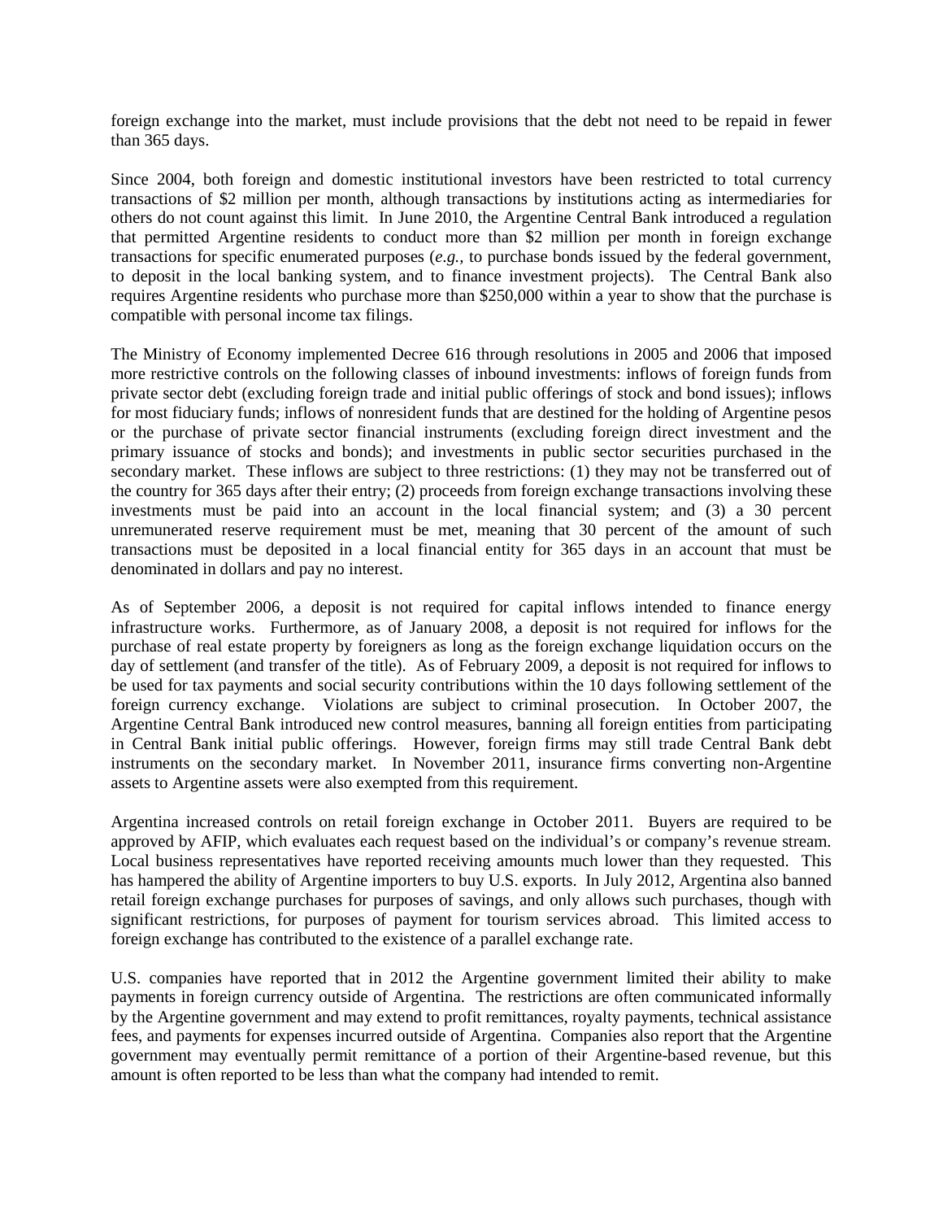foreign exchange into the market, must include provisions that the debt not need to be repaid in fewer than 365 days.

Since 2004, both foreign and domestic institutional investors have been restricted to total currency transactions of $2 million per month, although transactions by institutions acting as intermediaries for others do not count against this limit. In June 2010, the Argentine Central Bank introduced a regulation that permitted Argentine residents to conduct more than $2 million per month in foreign exchange transactions for specific enumerated purposes (*e.g.*, to purchase bonds issued by the federal government, to deposit in the local banking system, and to finance investment projects). The Central Bank also requires Argentine residents who purchase more than $250,000 within a year to show that the purchase is compatible with personal income tax filings.

The Ministry of Economy implemented Decree 616 through resolutions in 2005 and 2006 that imposed more restrictive controls on the following classes of inbound investments: inflows of foreign funds from private sector debt (excluding foreign trade and initial public offerings of stock and bond issues); inflows for most fiduciary funds; inflows of nonresident funds that are destined for the holding of Argentine pesos or the purchase of private sector financial instruments (excluding foreign direct investment and the primary issuance of stocks and bonds); and investments in public sector securities purchased in the secondary market. These inflows are subject to three restrictions: (1) they may not be transferred out of the country for 365 days after their entry; (2) proceeds from foreign exchange transactions involving these investments must be paid into an account in the local financial system; and (3) a 30 percent unremunerated reserve requirement must be met, meaning that 30 percent of the amount of such transactions must be deposited in a local financial entity for 365 days in an account that must be denominated in dollars and pay no interest.

As of September 2006, a deposit is not required for capital inflows intended to finance energy infrastructure works. Furthermore, as of January 2008, a deposit is not required for inflows for the purchase of real estate property by foreigners as long as the foreign exchange liquidation occurs on the day of settlement (and transfer of the title). As of February 2009, a deposit is not required for inflows to be used for tax payments and social security contributions within the 10 days following settlement of the foreign currency exchange. Violations are subject to criminal prosecution. In October 2007, the Argentine Central Bank introduced new control measures, banning all foreign entities from participating in Central Bank initial public offerings. However, foreign firms may still trade Central Bank debt instruments on the secondary market. In November 2011, insurance firms converting non-Argentine assets to Argentine assets were also exempted from this requirement.

Argentina increased controls on retail foreign exchange in October 2011. Buyers are required to be approved by AFIP, which evaluates each request based on the individual's or company's revenue stream. Local business representatives have reported receiving amounts much lower than they requested. This has hampered the ability of Argentine importers to buy U.S. exports. In July 2012, Argentina also banned retail foreign exchange purchases for purposes of savings, and only allows such purchases, though with significant restrictions, for purposes of payment for tourism services abroad. This limited access to foreign exchange has contributed to the existence of a parallel exchange rate.

U.S. companies have reported that in 2012 the Argentine government limited their ability to make payments in foreign currency outside of Argentina. The restrictions are often communicated informally by the Argentine government and may extend to profit remittances, royalty payments, technical assistance fees, and payments for expenses incurred outside of Argentina. Companies also report that the Argentine government may eventually permit remittance of a portion of their Argentine-based revenue, but this amount is often reported to be less than what the company had intended to remit.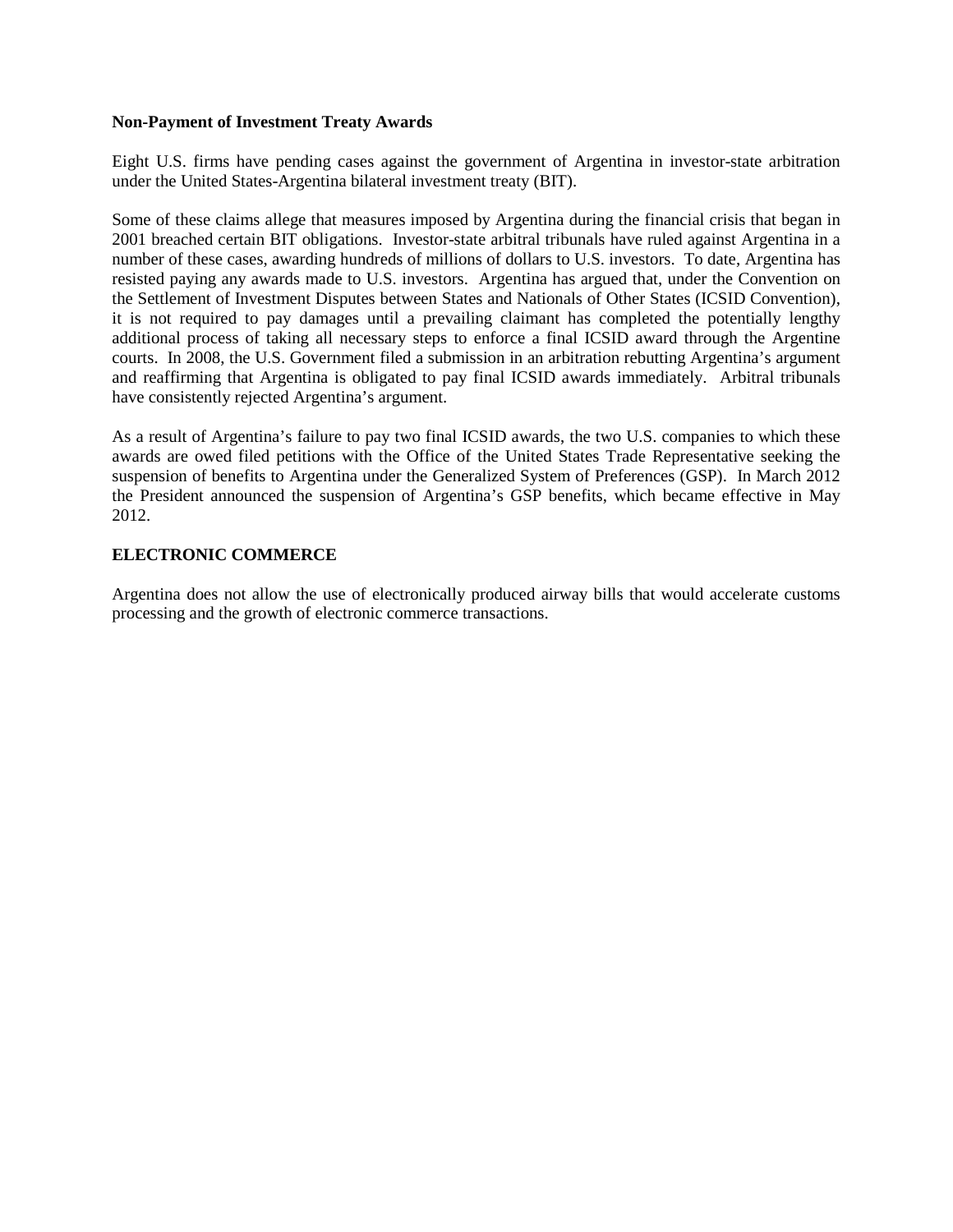**Non-Payment of Investment Treaty Awards**

Eight U.S. firms have pending cases against the government of Argentina in investor-state arbitration under the United States-Argentina bilateral investment treaty (BIT).

Some of these claims allege that measures imposed by Argentina during the financial crisis that began in 2001 breached certain BIT obligations. Investor-state arbitral tribunals have ruled against Argentina in a number of these cases, awarding hundreds of millions of dollars to U.S. investors. To date, Argentina has resisted paying any awards made to U.S. investors. Argentina has argued that, under the Convention on the Settlement of Investment Disputes between States and Nationals of Other States (ICSID Convention), it is not required to pay damages until a prevailing claimant has completed the potentially lengthy additional process of taking all necessary steps to enforce a final ICSID award through the Argentine courts. In 2008, the U.S. Government filed a submission in an arbitration rebutting Argentina's argument and reaffirming that Argentina is obligated to pay final ICSID awards immediately. Arbitral tribunals have consistently rejected Argentina's argument.

As a result of Argentina's failure to pay two final ICSID awards, the two U.S. companies to which these awards are owed filed petitions with the Office of the United States Trade Representative seeking the suspension of benefits to Argentina under the Generalized System of Preferences (GSP). In March 2012 the President announced the suspension of Argentina's GSP benefits, which became effective in May 2012.

## ELECTRONIC COMMERCE

Argentina does not allow the use of electronically produced airway bills that would accelerate customs processing and the growth of electronic commerce transactions.